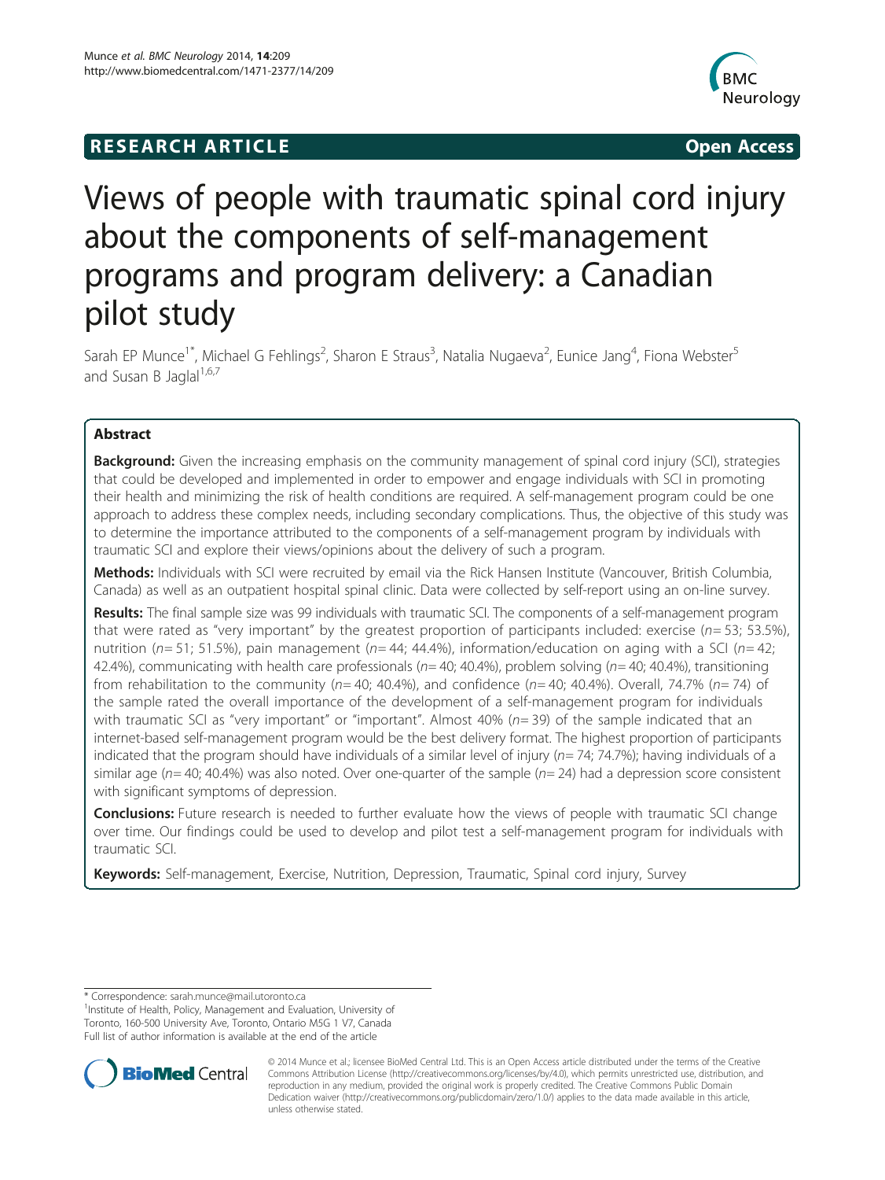**RESEARCH ARTICLE** **Open Access**

# Views of people with traumatic spinal cord injury about the components of self-management programs and program delivery: a Canadian pilot study

Sarah EP Munce[1*], Michael G Fehlings[2], Sharon E Straus[3], Natalia Nugaeva[2], Eunice Jang[4], Fiona Webster[5] and Susan B Jaglal[1,6,7]

## Abstract

**Background:** Given the increasing emphasis on the community management of spinal cord injury (SCI), strategies that could be developed and implemented in order to empower and engage individuals with SCI in promoting their health and minimizing the risk of health conditions are required. A self-management program could be one approach to address these complex needs, including secondary complications. Thus, the objective of this study was to determine the importance attributed to the components of a self-management program by individuals with traumatic SCI and explore their views/opinions about the delivery of such a program.

**Methods:** Individuals with SCI were recruited by email via the Rick Hansen Institute (Vancouver, British Columbia, Canada) as well as an outpatient hospital spinal clinic. Data were collected by self-report using an on-line survey.

**Results:** The final sample size was 99 individuals with traumatic SCI. The components of a self-management program that were rated as "very important" by the greatest proportion of participants included: exercise (*n* = 53; 53.5%), nutrition (*n* = 51; 51.5%), pain management (*n* = 44; 44.4%), information/education on aging with a SCI (*n* = 42; 42.4%), communicating with health care professionals (*n* = 40; 40.4%), problem solving (*n* = 40; 40.4%), transitioning from rehabilitation to the community (*n* = 40; 40.4%), and confidence (*n* = 40; 40.4%). Overall, 74.7% (*n* = 74) of the sample rated the overall importance of the development of a self-management program for individuals with traumatic SCI as "very important" or "important". Almost 40% (*n* = 39) of the sample indicated that an internet-based self-management program would be the best delivery format. The highest proportion of participants indicated that the program should have individuals of a similar level of injury (*n* = 74; 74.7%); having individuals of a similar age (*n* = 40; 40.4%) was also noted. Over one-quarter of the sample (*n* = 24) had a depression score consistent with significant symptoms of depression.

**Conclusions:** Future research is needed to further evaluate how the views of people with traumatic SCI change over time. Our findings could be used to develop and pilot test a self-management program for individuals with traumatic SCI.

**Keywords:** Self-management, Exercise, Nutrition, Depression, Traumatic, Spinal cord injury, Survey

---

\* Correspondence: sarah.munce@mail.utoronto.ca
[1]Institute of Health, Policy, Management and Evaluation, University of Toronto, 160-500 University Ave, Toronto, Ontario M5G 1 V7, Canada
Full list of author information is available at the end of the article

© 2014 Munce et al.; licensee BioMed Central Ltd. This is an Open Access article distributed under the terms of the Creative Commons Attribution License (http://creativecommons.org/licenses/by/4.0), which permits unrestricted use, distribution, and reproduction in any medium, provided the original work is properly credited. The Creative Commons Public Domain Dedication waiver (http://creativecommons.org/publicdomain/zero/1.0/) applies to the data made available in this article, unless otherwise stated.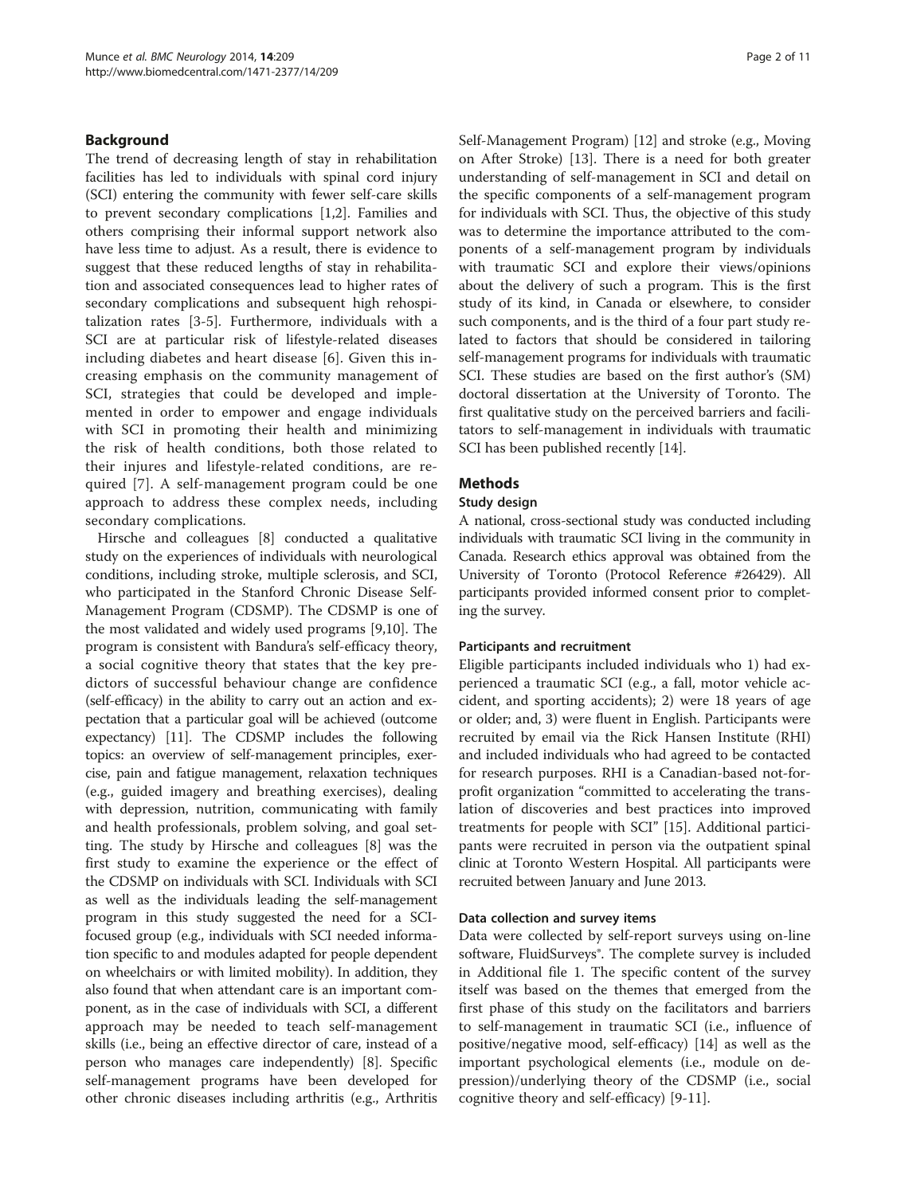## Background

The trend of decreasing length of stay in rehabilitation facilities has led to individuals with spinal cord injury (SCI) entering the community with fewer self-care skills to prevent secondary complications [1,2]. Families and others comprising their informal support network also have less time to adjust. As a result, there is evidence to suggest that these reduced lengths of stay in rehabilitation and associated consequences lead to higher rates of secondary complications and subsequent high rehospitalization rates [3-5]. Furthermore, individuals with a SCI are at particular risk of lifestyle-related diseases including diabetes and heart disease [6]. Given this increasing emphasis on the community management of SCI, strategies that could be developed and implemented in order to empower and engage individuals with SCI in promoting their health and minimizing the risk of health conditions, both those related to their injures and lifestyle-related conditions, are required [7]. A self-management program could be one approach to address these complex needs, including secondary complications.

Hirsche and colleagues [8] conducted a qualitative study on the experiences of individuals with neurological conditions, including stroke, multiple sclerosis, and SCI, who participated in the Stanford Chronic Disease Self-Management Program (CDSMP). The CDSMP is one of the most validated and widely used programs [9,10]. The program is consistent with Bandura's self-efficacy theory, a social cognitive theory that states that the key predictors of successful behaviour change are confidence (self-efficacy) in the ability to carry out an action and expectation that a particular goal will be achieved (outcome expectancy) [11]. The CDSMP includes the following topics: an overview of self-management principles, exercise, pain and fatigue management, relaxation techniques (e.g., guided imagery and breathing exercises), dealing with depression, nutrition, communicating with family and health professionals, problem solving, and goal setting. The study by Hirsche and colleagues [8] was the first study to examine the experience or the effect of the CDSMP on individuals with SCI. Individuals with SCI as well as the individuals leading the self-management program in this study suggested the need for a SCI-focused group (e.g., individuals with SCI needed information specific to and modules adapted for people dependent on wheelchairs or with limited mobility). In addition, they also found that when attendant care is an important component, as in the case of individuals with SCI, a different approach may be needed to teach self-management skills (i.e., being an effective director of care, instead of a person who manages care independently) [8]. Specific self-management programs have been developed for other chronic diseases including arthritis (e.g., Arthritis Self-Management Program) [12] and stroke (e.g., Moving on After Stroke) [13]. There is a need for both greater understanding of self-management in SCI and detail on the specific components of a self-management program for individuals with SCI. Thus, the objective of this study was to determine the importance attributed to the components of a self-management program by individuals with traumatic SCI and explore their views/opinions about the delivery of such a program. This is the first study of its kind, in Canada or elsewhere, to consider such components, and is the third of a four part study related to factors that should be considered in tailoring self-management programs for individuals with traumatic SCI. These studies are based on the first author's (SM) doctoral dissertation at the University of Toronto. The first qualitative study on the perceived barriers and facilitators to self-management in individuals with traumatic SCI has been published recently [14].

## Methods

### Study design

A national, cross-sectional study was conducted including individuals with traumatic SCI living in the community in Canada. Research ethics approval was obtained from the University of Toronto (Protocol Reference #26429). All participants provided informed consent prior to completing the survey.

#### Participants and recruitment

Eligible participants included individuals who 1) had experienced a traumatic SCI (e.g., a fall, motor vehicle accident, and sporting accidents); 2) were 18 years of age or older; and, 3) were fluent in English. Participants were recruited by email via the Rick Hansen Institute (RHI) and included individuals who had agreed to be contacted for research purposes. RHI is a Canadian-based not-for-profit organization "committed to accelerating the translation of discoveries and best practices into improved treatments for people with SCI" [15]. Additional participants were recruited in person via the outpatient spinal clinic at Toronto Western Hospital. All participants were recruited between January and June 2013.

#### Data collection and survey items

Data were collected by self-report surveys using on-line software, FluidSurveys®. The complete survey is included in Additional file 1. The specific content of the survey itself was based on the themes that emerged from the first phase of this study on the facilitators and barriers to self-management in traumatic SCI (i.e., influence of positive/negative mood, self-efficacy) [14] as well as the important psychological elements (i.e., module on depression)/underlying theory of the CDSMP (i.e., social cognitive theory and self-efficacy) [9-11].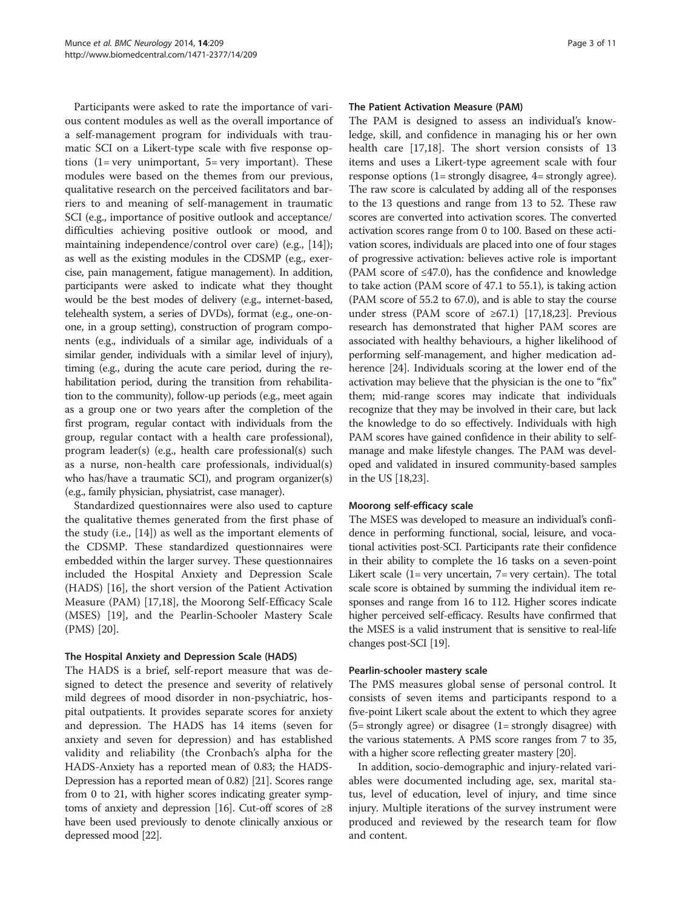Participants were asked to rate the importance of various content modules as well as the overall importance of a self-management program for individuals with traumatic SCI on a Likert-type scale with five response options (1= very unimportant, 5= very important). These modules were based on the themes from our previous, qualitative research on the perceived facilitators and barriers to and meaning of self-management in traumatic SCI (e.g., importance of positive outlook and acceptance/ difficulties achieving positive outlook or mood, and maintaining independence/control over care) (e.g., [14]); as well as the existing modules in the CDSMP (e.g., exercise, pain management, fatigue management). In addition, participants were asked to indicate what they thought would be the best modes of delivery (e.g., internet-based, telehealth system, a series of DVDs), format (e.g., one-on-one, in a group setting), construction of program components (e.g., individuals of a similar age, individuals of a similar gender, individuals with a similar level of injury), timing (e.g., during the acute care period, during the rehabilitation period, during the transition from rehabilitation to the community), follow-up periods (e.g., meet again as a group one or two years after the completion of the first program, regular contact with individuals from the group, regular contact with a health care professional), program leader(s) (e.g., health care professional(s) such as a nurse, non-health care professionals, individual(s) who has/have a traumatic SCI), and program organizer(s) (e.g., family physician, physiatrist, case manager).

Standardized questionnaires were also used to capture the qualitative themes generated from the first phase of the study (i.e., [14]) as well as the important elements of the CDSMP. These standardized questionnaires were embedded within the larger survey. These questionnaires included the Hospital Anxiety and Depression Scale (HADS) [16], the short version of the Patient Activation Measure (PAM) [17,18], the Moorong Self-Efficacy Scale (MSES) [19], and the Pearlin-Schooler Mastery Scale (PMS) [20].

#### The Hospital Anxiety and Depression Scale (HADS)

The HADS is a brief, self-report measure that was designed to detect the presence and severity of relatively mild degrees of mood disorder in non-psychiatric, hospital outpatients. It provides separate scores for anxiety and depression. The HADS has 14 items (seven for anxiety and seven for depression) and has established validity and reliability (the Cronbach's alpha for the HADS-Anxiety has a reported mean of 0.83; the HADS-Depression has a reported mean of 0.82) [21]. Scores range from 0 to 21, with higher scores indicating greater symptoms of anxiety and depression [16]. Cut-off scores of ≥8 have been used previously to denote clinically anxious or depressed mood [22].

#### The Patient Activation Measure (PAM)

The PAM is designed to assess an individual's knowledge, skill, and confidence in managing his or her own health care [17,18]. The short version consists of 13 items and uses a Likert-type agreement scale with four response options (1= strongly disagree, 4= strongly agree). The raw score is calculated by adding all of the responses to the 13 questions and range from 13 to 52. These raw scores are converted into activation scores. The converted activation scores range from 0 to 100. Based on these activation scores, individuals are placed into one of four stages of progressive activation: believes active role is important (PAM score of ≤47.0), has the confidence and knowledge to take action (PAM score of 47.1 to 55.1), is taking action (PAM score of 55.2 to 67.0), and is able to stay the course under stress (PAM score of ≥67.1) [17,18,23]. Previous research has demonstrated that higher PAM scores are associated with healthy behaviours, a higher likelihood of performing self-management, and higher medication adherence [24]. Individuals scoring at the lower end of the activation may believe that the physician is the one to "fix" them; mid-range scores may indicate that individuals recognize that they may be involved in their care, but lack the knowledge to do so effectively. Individuals with high PAM scores have gained confidence in their ability to self-manage and make lifestyle changes. The PAM was developed and validated in insured community-based samples in the US [18,23].

#### Moorong self-efficacy scale

The MSES was developed to measure an individual's confidence in performing functional, social, leisure, and vocational activities post-SCI. Participants rate their confidence in their ability to complete the 16 tasks on a seven-point Likert scale (1= very uncertain, 7= very certain). The total scale score is obtained by summing the individual item responses and range from 16 to 112. Higher scores indicate higher perceived self-efficacy. Results have confirmed that the MSES is a valid instrument that is sensitive to real-life changes post-SCI [19].

#### Pearlin-schooler mastery scale

The PMS measures global sense of personal control. It consists of seven items and participants respond to a five-point Likert scale about the extent to which they agree (5= strongly agree) or disagree (1= strongly disagree) with the various statements. A PMS score ranges from 7 to 35, with a higher score reflecting greater mastery [20].

In addition, socio-demographic and injury-related variables were documented including age, sex, marital status, level of education, level of injury, and time since injury. Multiple iterations of the survey instrument were produced and reviewed by the research team for flow and content.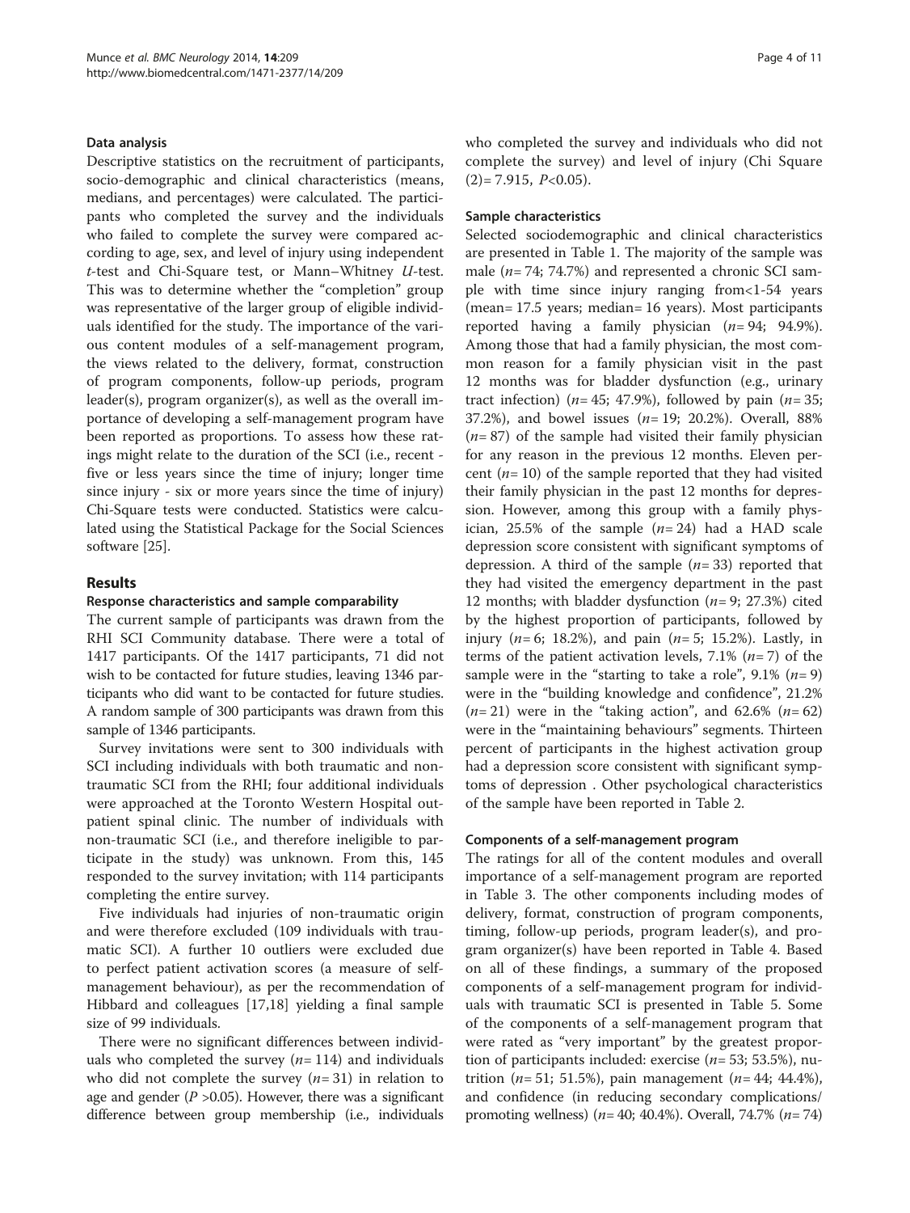#### Data analysis

Descriptive statistics on the recruitment of participants, socio-demographic and clinical characteristics (means, medians, and percentages) were calculated. The participants who completed the survey and the individuals who failed to complete the survey were compared according to age, sex, and level of injury using independent *t*-test and Chi-Square test, or Mann–Whitney *U*-test. This was to determine whether the "completion" group was representative of the larger group of eligible individuals identified for the study. The importance of the various content modules of a self-management program, the views related to the delivery, format, construction of program components, follow-up periods, program leader(s), program organizer(s), as well as the overall importance of developing a self-management program have been reported as proportions. To assess how these ratings might relate to the duration of the SCI (i.e., recent - five or less years since the time of injury; longer time since injury - six or more years since the time of injury) Chi-Square tests were conducted. Statistics were calculated using the Statistical Package for the Social Sciences software [25].

## Results

#### Response characteristics and sample comparability

The current sample of participants was drawn from the RHI SCI Community database. There were a total of 1417 participants. Of the 1417 participants, 71 did not wish to be contacted for future studies, leaving 1346 participants who did want to be contacted for future studies. A random sample of 300 participants was drawn from this sample of 1346 participants.

Survey invitations were sent to 300 individuals with SCI including individuals with both traumatic and non-traumatic SCI from the RHI; four additional individuals were approached at the Toronto Western Hospital outpatient spinal clinic. The number of individuals with non-traumatic SCI (i.e., and therefore ineligible to participate in the study) was unknown. From this, 145 responded to the survey invitation; with 114 participants completing the entire survey.

Five individuals had injuries of non-traumatic origin and were therefore excluded (109 individuals with traumatic SCI). A further 10 outliers were excluded due to perfect patient activation scores (a measure of self-management behaviour), as per the recommendation of Hibbard and colleagues [17,18] yielding a final sample size of 99 individuals.

There were no significant differences between individuals who completed the survey ($n = 114$) and individuals who did not complete the survey ($n = 31$) in relation to age and gender ($P > 0.05$). However, there was a significant difference between group membership (i.e., individuals who completed the survey and individuals who did not complete the survey) and level of injury (Chi Square $(2) = 7.915$, $P < 0.05$).

#### Sample characteristics

Selected sociodemographic and clinical characteristics are presented in Table 1. The majority of the sample was male ($n = 74$; 74.7%) and represented a chronic SCI sample with time since injury ranging from<1-54 years (mean= 17.5 years; median= 16 years). Most participants reported having a family physician ($n = 94$; 94.9%). Among those that had a family physician, the most common reason for a family physician visit in the past 12 months was for bladder dysfunction (e.g., urinary tract infection) ($n = 45$; 47.9%), followed by pain ($n = 35$; 37.2%), and bowel issues ($n = 19$; 20.2%). Overall, 88% ($n = 87$) of the sample had visited their family physician for any reason in the previous 12 months. Eleven percent ($n = 10$) of the sample reported that they had visited their family physician in the past 12 months for depression. However, among this group with a family physician, 25.5% of the sample ($n = 24$) had a HAD scale depression score consistent with significant symptoms of depression. A third of the sample ($n = 33$) reported that they had visited the emergency department in the past 12 months; with bladder dysfunction ($n = 9$; 27.3%) cited by the highest proportion of participants, followed by injury ($n = 6$; 18.2%), and pain ($n = 5$; 15.2%). Lastly, in terms of the patient activation levels, 7.1% ($n = 7$) of the sample were in the "starting to take a role", 9.1% ($n = 9$) were in the "building knowledge and confidence", 21.2% ($n = 21$) were in the "taking action", and 62.6% ($n = 62$) were in the "maintaining behaviours" segments. Thirteen percent of participants in the highest activation group had a depression score consistent with significant symptoms of depression . Other psychological characteristics of the sample have been reported in Table 2.

#### Components of a self-management program

The ratings for all of the content modules and overall importance of a self-management program are reported in Table 3. The other components including modes of delivery, format, construction of program components, timing, follow-up periods, program leader(s), and program organizer(s) have been reported in Table 4. Based on all of these findings, a summary of the proposed components of a self-management program for individuals with traumatic SCI is presented in Table 5. Some of the components of a self-management program that were rated as "very important" by the greatest proportion of participants included: exercise ($n = 53$; 53.5%), nutrition ($n = 51$; 51.5%), pain management ($n = 44$; 44.4%), and confidence (in reducing secondary complications/ promoting wellness) ($n = 40$; 40.4%). Overall, 74.7% ($n = 74$)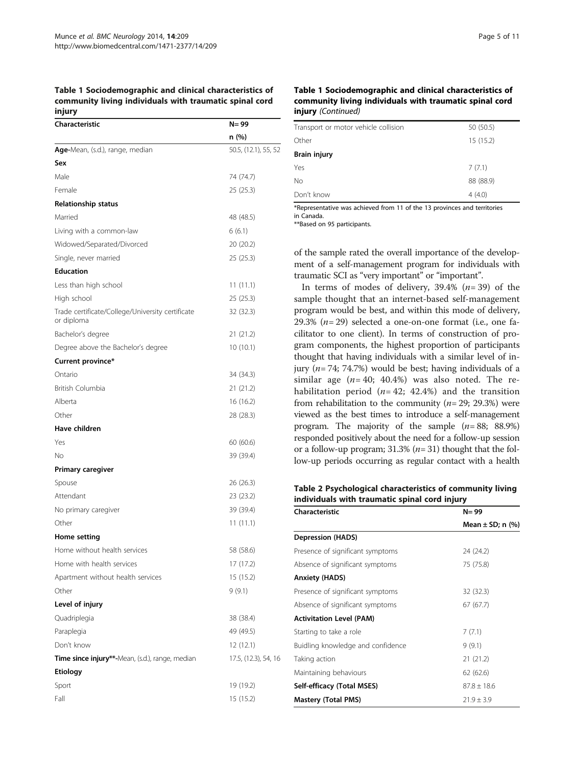**Table 1 Sociodemographic and clinical characteristics of community living individuals with traumatic spinal cord injury**

| Characteristic | N= 99 |
|---|---|
| | n (%) |
| **Age**-Mean, (s.d.), range, median | 50.5, (12.1), 55, 52 |
| **Sex** | |
| Male | 74 (74.7) |
| Female | 25 (25.3) |
| **Relationship status** | |
| Married | 48 (48.5) |
| Living with a common-law | 6 (6.1) |
| Widowed/Separated/Divorced | 20 (20.2) |
| Single, never married | 25 (25.3) |
| **Education** | |
| Less than high school | 11 (11.1) |
| High school | 25 (25.3) |
| Trade certificate/College/University certificate or diploma | 32 (32.3) |
| Bachelor's degree | 21 (21.2) |
| Degree above the Bachelor's degree | 10 (10.1) |
| **Current province*** | |
| Ontario | 34 (34.3) |
| British Columbia | 21 (21.2) |
| Alberta | 16 (16.2) |
| Other | 28 (28.3) |
| **Have children** | |
| Yes | 60 (60.6) |
| No | 39 (39.4) |
| **Primary caregiver** | |
| Spouse | 26 (26.3) |
| Attendant | 23 (23.2) |
| No primary caregiver | 39 (39.4) |
| Other | 11 (11.1) |
| **Home setting** | |
| Home without health services | 58 (58.6) |
| Home with health services | 17 (17.2) |
| Apartment without health services | 15 (15.2) |
| Other | 9 (9.1) |
| **Level of injury** | |
| Quadriplegia | 38 (38.4) |
| Paraplegia | 49 (49.5) |
| Don't know | 12 (12.1) |
| **Time since injury****-Mean, (s.d.), range, median | 17.5, (12.3), 54, 16 |
| **Etiology** | |
| Sport | 19 (19.2) |
| Fall | 15 (15.2) |
| Transport or motor vehicle collision | 50 (50.5) |
| Other | 15 (15.2) |
| **Brain injury** | |
| Yes | 7 (7.1) |
| No | 88 (88.9) |
| Don't know | 4 (4.0) |

*Representative was achieved from 11 of the 13 provinces and territories in Canada.
**Based on 95 participants.

of the sample rated the overall importance of the development of a self-management program for individuals with traumatic SCI as "very important" or "important".

In terms of modes of delivery, 39.4% (*n*= 39) of the sample thought that an internet-based self-management program would be best, and within this mode of delivery, 29.3% (*n*= 29) selected a one-on-one format (i.e., one facilitator to one client). In terms of construction of program components, the highest proportion of participants thought that having individuals with a similar level of injury (*n*= 74; 74.7%) would be best; having individuals of a similar age (*n*= 40; 40.4%) was also noted. The rehabilitation period (*n*= 42; 42.4%) and the transition from rehabilitation to the community (*n*= 29; 29.3%) were viewed as the best times to introduce a self-management program. The majority of the sample (*n*= 88; 88.9%) responded positively about the need for a follow-up session or a follow-up program; 31.3% (*n*= 31) thought that the follow-up periods occurring as regular contact with a health

**Table 2 Psychological characteristics of community living individuals with traumatic spinal cord injury**

| Characteristic | N= 99 |
|---|---|
| | Mean ± SD; n (%) |
| **Depression (HADS)** | |
| Presence of significant symptoms | 24 (24.2) |
| Absence of significant symptoms | 75 (75.8) |
| **Anxiety (HADS)** | |
| Presence of significant symptoms | 32 (32.3) |
| Absence of significant symptoms | 67 (67.7) |
| **Activitation Level (PAM)** | |
| Starting to take a role | 7 (7.1) |
| Buidling knowledge and confidence | 9 (9.1) |
| Taking action | 21 (21.2) |
| Maintaining behaviours | 62 (62.6) |
| **Self-efficacy (Total MSES)** | 87.8 ± 18.6 |
| **Mastery (Total PMS)** | 21.9 ± 3.9 |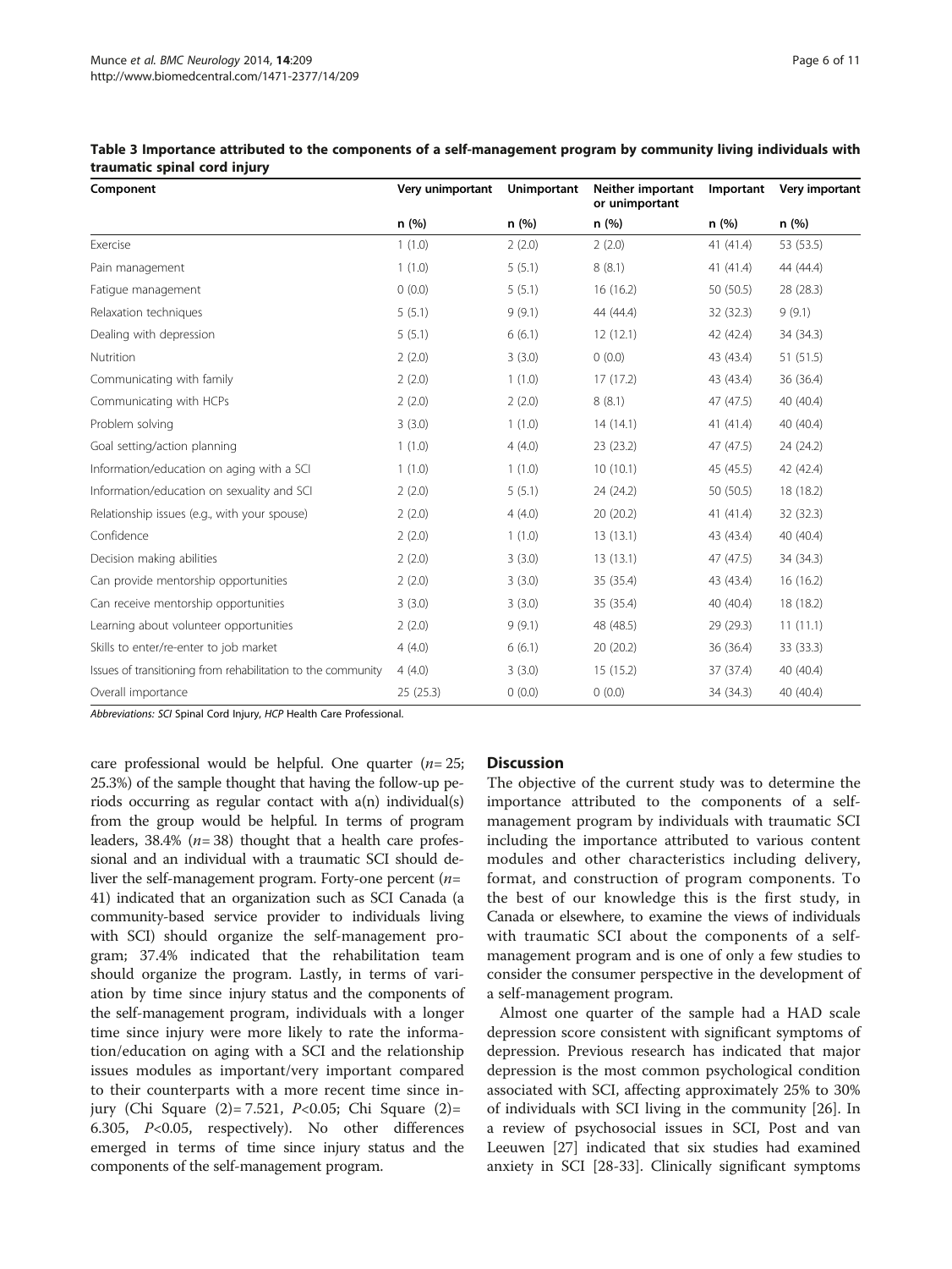**Table 3 Importance attributed to the components of a self-management program by community living individuals with traumatic spinal cord injury**

| Component | Very unimportant | Unimportant | Neither important or unimportant | Important | Very important |
|---|---|---|---|---|---|
| | n (%) | n (%) | n (%) | n (%) | n (%) |
| Exercise | 1 (1.0) | 2 (2.0) | 2 (2.0) | 41 (41.4) | 53 (53.5) |
| Pain management | 1 (1.0) | 5 (5.1) | 8 (8.1) | 41 (41.4) | 44 (44.4) |
| Fatigue management | 0 (0.0) | 5 (5.1) | 16 (16.2) | 50 (50.5) | 28 (28.3) |
| Relaxation techniques | 5 (5.1) | 9 (9.1) | 44 (44.4) | 32 (32.3) | 9 (9.1) |
| Dealing with depression | 5 (5.1) | 6 (6.1) | 12 (12.1) | 42 (42.4) | 34 (34.3) |
| Nutrition | 2 (2.0) | 3 (3.0) | 0 (0.0) | 43 (43.4) | 51 (51.5) |
| Communicating with family | 2 (2.0) | 1 (1.0) | 17 (17.2) | 43 (43.4) | 36 (36.4) |
| Communicating with HCPs | 2 (2.0) | 2 (2.0) | 8 (8.1) | 47 (47.5) | 40 (40.4) |
| Problem solving | 3 (3.0) | 1 (1.0) | 14 (14.1) | 41 (41.4) | 40 (40.4) |
| Goal setting/action planning | 1 (1.0) | 4 (4.0) | 23 (23.2) | 47 (47.5) | 24 (24.2) |
| Information/education on aging with a SCI | 1 (1.0) | 1 (1.0) | 10 (10.1) | 45 (45.5) | 42 (42.4) |
| Information/education on sexuality and SCI | 2 (2.0) | 5 (5.1) | 24 (24.2) | 50 (50.5) | 18 (18.2) |
| Relationship issues (e.g., with your spouse) | 2 (2.0) | 4 (4.0) | 20 (20.2) | 41 (41.4) | 32 (32.3) |
| Confidence | 2 (2.0) | 1 (1.0) | 13 (13.1) | 43 (43.4) | 40 (40.4) |
| Decision making abilities | 2 (2.0) | 3 (3.0) | 13 (13.1) | 47 (47.5) | 34 (34.3) |
| Can provide mentorship opportunities | 2 (2.0) | 3 (3.0) | 35 (35.4) | 43 (43.4) | 16 (16.2) |
| Can receive mentorship opportunities | 3 (3.0) | 3 (3.0) | 35 (35.4) | 40 (40.4) | 18 (18.2) |
| Learning about volunteer opportunities | 2 (2.0) | 9 (9.1) | 48 (48.5) | 29 (29.3) | 11 (11.1) |
| Skills to enter/re-enter to job market | 4 (4.0) | 6 (6.1) | 20 (20.2) | 36 (36.4) | 33 (33.3) |
| Issues of transitioning from rehabilitation to the community | 4 (4.0) | 3 (3.0) | 15 (15.2) | 37 (37.4) | 40 (40.4) |
| Overall importance | 25 (25.3) | 0 (0.0) | 0 (0.0) | 34 (34.3) | 40 (40.4) |

*Abbreviations: SCI* Spinal Cord Injury, *HCP* Health Care Professional.

care professional would be helpful. One quarter ($n = 25$; 25.3%) of the sample thought that having the follow-up periods occurring as regular contact with a(n) individual(s) from the group would be helpful. In terms of program leaders, 38.4% ($n = 38$) thought that a health care professional and an individual with a traumatic SCI should deliver the self-management program. Forty-one percent ($n = 41$) indicated that an organization such as SCI Canada (a community-based service provider to individuals living with SCI) should organize the self-management program; 37.4% indicated that the rehabilitation team should organize the program. Lastly, in terms of variation by time since injury status and the components of the self-management program, individuals with a longer time since injury were more likely to rate the information/education on aging with a SCI and the relationship issues modules as important/very important compared to their counterparts with a more recent time since injury (Chi Square (2) = 7.521, $P < 0.05$; Chi Square (2) = 6.305, $P < 0.05$, respectively). No other differences emerged in terms of time since injury status and the components of the self-management program.

## Discussion

The objective of the current study was to determine the importance attributed to the components of a self-management program by individuals with traumatic SCI including the importance attributed to various content modules and other characteristics including delivery, format, and construction of program components. To the best of our knowledge this is the first study, in Canada or elsewhere, to examine the views of individuals with traumatic SCI about the components of a self-management program and is one of only a few studies to consider the consumer perspective in the development of a self-management program.

Almost one quarter of the sample had a HAD scale depression score consistent with significant symptoms of depression. Previous research has indicated that major depression is the most common psychological condition associated with SCI, affecting approximately 25% to 30% of individuals with SCI living in the community [26]. In a review of psychosocial issues in SCI, Post and van Leeuwen [27] indicated that six studies had examined anxiety in SCI [28-33]. Clinically significant symptoms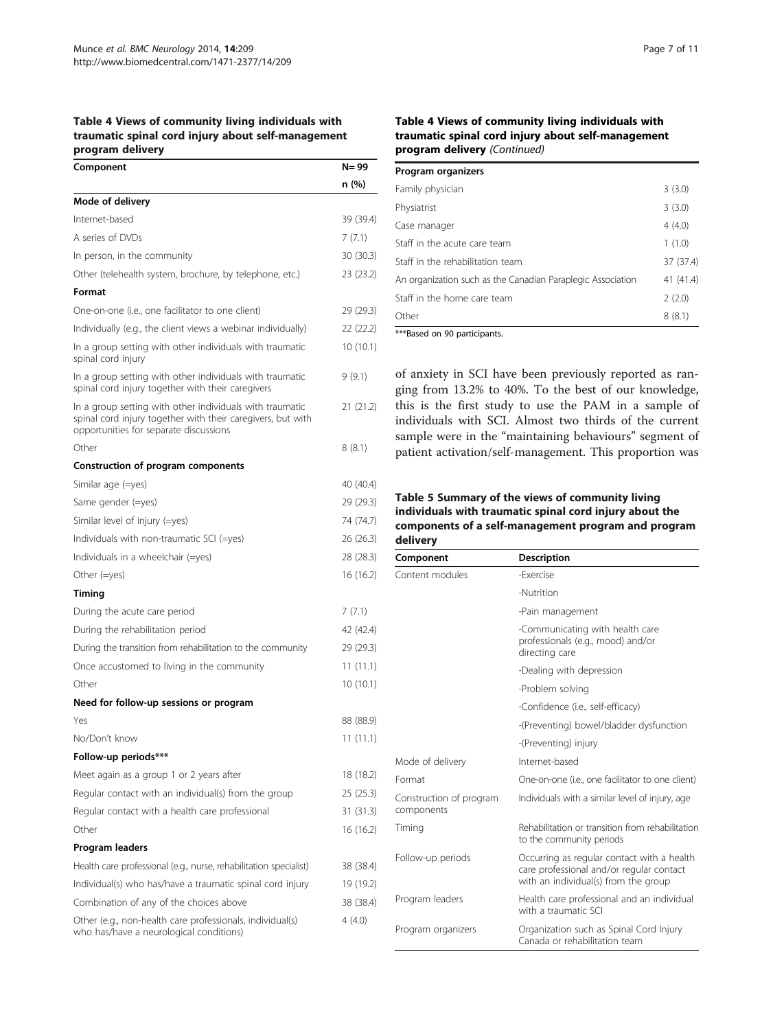**Table 4 Views of community living individuals with traumatic spinal cord injury about self-management program delivery**

| Component | N= 99 |
|---|---|
| | n (%) |
| **Mode of delivery** | |
| Internet-based | 39 (39.4) |
| A series of DVDs | 7 (7.1) |
| In person, in the community | 30 (30.3) |
| Other (telehealth system, brochure, by telephone, etc.) | 23 (23.2) |
| **Format** | |
| One-on-one (i.e., one facilitator to one client) | 29 (29.3) |
| Individually (e.g., the client views a webinar individually) | 22 (22.2) |
| In a group setting with other individuals with traumatic spinal cord injury | 10 (10.1) |
| In a group setting with other individuals with traumatic spinal cord injury together with their caregivers | 9 (9.1) |
| In a group setting with other individuals with traumatic spinal cord injury together with their caregivers, but with opportunities for separate discussions | 21 (21.2) |
| Other | 8 (8.1) |
| **Construction of program components** | |
| Similar age (=yes) | 40 (40.4) |
| Same gender (=yes) | 29 (29.3) |
| Similar level of injury (=yes) | 74 (74.7) |
| Individuals with non-traumatic SCI (=yes) | 26 (26.3) |
| Individuals in a wheelchair (=yes) | 28 (28.3) |
| Other (=yes) | 16 (16.2) |
| **Timing** | |
| During the acute care period | 7 (7.1) |
| During the rehabilitation period | 42 (42.4) |
| During the transition from rehabilitation to the community | 29 (29.3) |
| Once accustomed to living in the community | 11 (11.1) |
| Other | 10 (10.1) |
| **Need for follow-up sessions or program** | |
| Yes | 88 (88.9) |
| No/Don't know | 11 (11.1) |
| **Follow-up periods\*\*\*** | |
| Meet again as a group 1 or 2 years after | 18 (18.2) |
| Regular contact with an individual(s) from the group | 25 (25.3) |
| Regular contact with a health care professional | 31 (31.3) |
| Other | 16 (16.2) |
| **Program leaders** | |
| Health care professional (e.g., nurse, rehabilitation specialist) | 38 (38.4) |
| Individual(s) who has/have a traumatic spinal cord injury | 19 (19.2) |
| Combination of any of the choices above | 38 (38.4) |
| Other (e.g., non-health care professionals, individual(s) who has/have a neurological conditions) | 4 (4.0) |
| **Program organizers** | |
| Family physician | 3 (3.0) |
| Physiatrist | 3 (3.0) |
| Case manager | 4 (4.0) |
| Staff in the acute care team | 1 (1.0) |
| Staff in the rehabilitation team | 37 (37.4) |
| An organization such as the Canadian Paraplegic Association | 41 (41.4) |
| Staff in the home care team | 2 (2.0) |
| Other | 8 (8.1) |

\*\*\*Based on 90 participants.

of anxiety in SCI have been previously reported as ranging from 13.2% to 40%. To the best of our knowledge, this is the first study to use the PAM in a sample of individuals with SCI. Almost two thirds of the current sample were in the "maintaining behaviours" segment of patient activation/self-management. This proportion was

**Table 5 Summary of the views of community living individuals with traumatic spinal cord injury about the components of a self-management program and program delivery**

| Component | Description |
|---|---|
| Content modules | -Exercise |
| | -Nutrition |
| | -Pain management |
| | -Communicating with health care professionals (e.g., mood) and/or directing care |
| | -Dealing with depression |
| | -Problem solving |
| | -Confidence (i.e., self-efficacy) |
| | -(Preventing) bowel/bladder dysfunction |
| | -(Preventing) injury |
| Mode of delivery | Internet-based |
| Format | One-on-one (i.e., one facilitator to one client) |
| Construction of program components | Individuals with a similar level of injury, age |
| Timing | Rehabilitation or transition from rehabilitation to the community periods |
| Follow-up periods | Occurring as regular contact with a health care professional and/or regular contact with an individual(s) from the group |
| Program leaders | Health care professional and an individual with a traumatic SCI |
| Program organizers | Organization such as Spinal Cord Injury Canada or rehabilitation team |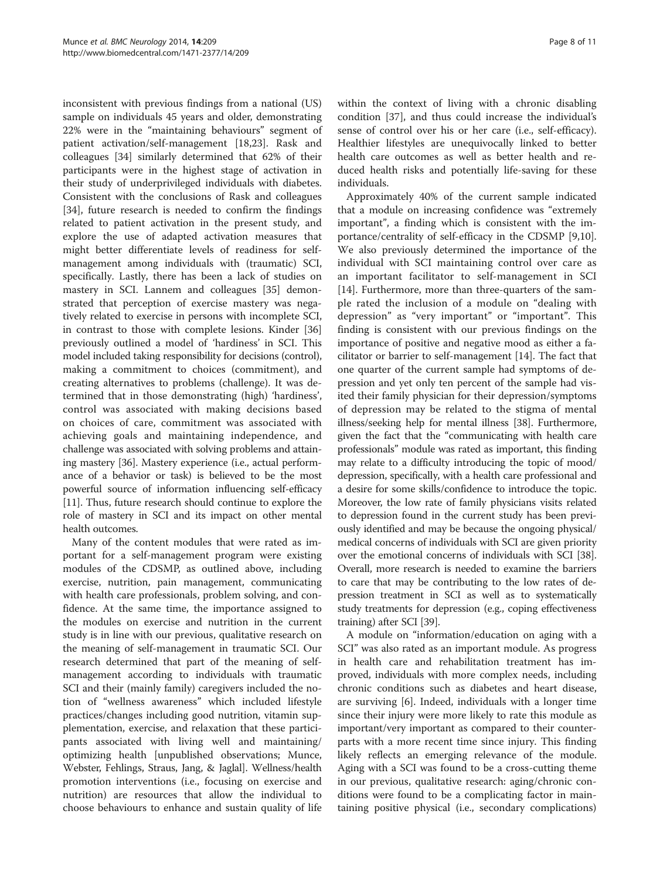inconsistent with previous findings from a national (US) sample on individuals 45 years and older, demonstrating 22% were in the "maintaining behaviours" segment of patient activation/self-management [18,23]. Rask and colleagues [34] similarly determined that 62% of their participants were in the highest stage of activation in their study of underprivileged individuals with diabetes. Consistent with the conclusions of Rask and colleagues [34], future research is needed to confirm the findings related to patient activation in the present study, and explore the use of adapted activation measures that might better differentiate levels of readiness for self-management among individuals with (traumatic) SCI, specifically. Lastly, there has been a lack of studies on mastery in SCI. Lannem and colleagues [35] demonstrated that perception of exercise mastery was negatively related to exercise in persons with incomplete SCI, in contrast to those with complete lesions. Kinder [36] previously outlined a model of 'hardiness' in SCI. This model included taking responsibility for decisions (control), making a commitment to choices (commitment), and creating alternatives to problems (challenge). It was determined that in those demonstrating (high) 'hardiness', control was associated with making decisions based on choices of care, commitment was associated with achieving goals and maintaining independence, and challenge was associated with solving problems and attaining mastery [36]. Mastery experience (i.e., actual performance of a behavior or task) is believed to be the most powerful source of information influencing self-efficacy [11]. Thus, future research should continue to explore the role of mastery in SCI and its impact on other mental health outcomes.

Many of the content modules that were rated as important for a self-management program were existing modules of the CDSMP, as outlined above, including exercise, nutrition, pain management, communicating with health care professionals, problem solving, and confidence. At the same time, the importance assigned to the modules on exercise and nutrition in the current study is in line with our previous, qualitative research on the meaning of self-management in traumatic SCI. Our research determined that part of the meaning of self-management according to individuals with traumatic SCI and their (mainly family) caregivers included the notion of "wellness awareness" which included lifestyle practices/changes including good nutrition, vitamin supplementation, exercise, and relaxation that these participants associated with living well and maintaining/optimizing health [unpublished observations; Munce, Webster, Fehlings, Straus, Jang, & Jaglal]. Wellness/health promotion interventions (i.e., focusing on exercise and nutrition) are resources that allow the individual to choose behaviours to enhance and sustain quality of life within the context of living with a chronic disabling condition [37], and thus could increase the individual's sense of control over his or her care (i.e., self-efficacy). Healthier lifestyles are unequivocally linked to better health care outcomes as well as better health and reduced health risks and potentially life-saving for these individuals.

Approximately 40% of the current sample indicated that a module on increasing confidence was "extremely important", a finding which is consistent with the importance/centrality of self-efficacy in the CDSMP [9,10]. We also previously determined the importance of the individual with SCI maintaining control over care as an important facilitator to self-management in SCI [14]. Furthermore, more than three-quarters of the sample rated the inclusion of a module on "dealing with depression" as "very important" or "important". This finding is consistent with our previous findings on the importance of positive and negative mood as either a facilitator or barrier to self-management [14]. The fact that one quarter of the current sample had symptoms of depression and yet only ten percent of the sample had visited their family physician for their depression/symptoms of depression may be related to the stigma of mental illness/seeking help for mental illness [38]. Furthermore, given the fact that the "communicating with health care professionals" module was rated as important, this finding may relate to a difficulty introducing the topic of mood/depression, specifically, with a health care professional and a desire for some skills/confidence to introduce the topic. Moreover, the low rate of family physicians visits related to depression found in the current study has been previously identified and may be because the ongoing physical/medical concerns of individuals with SCI are given priority over the emotional concerns of individuals with SCI [38]. Overall, more research is needed to examine the barriers to care that may be contributing to the low rates of depression treatment in SCI as well as to systematically study treatments for depression (e.g., coping effectiveness training) after SCI [39].

A module on "information/education on aging with a SCI" was also rated as an important module. As progress in health care and rehabilitation treatment has improved, individuals with more complex needs, including chronic conditions such as diabetes and heart disease, are surviving [6]. Indeed, individuals with a longer time since their injury were more likely to rate this module as important/very important as compared to their counterparts with a more recent time since injury. This finding likely reflects an emerging relevance of the module. Aging with a SCI was found to be a cross-cutting theme in our previous, qualitative research: aging/chronic conditions were found to be a complicating factor in maintaining positive physical (i.e., secondary complications)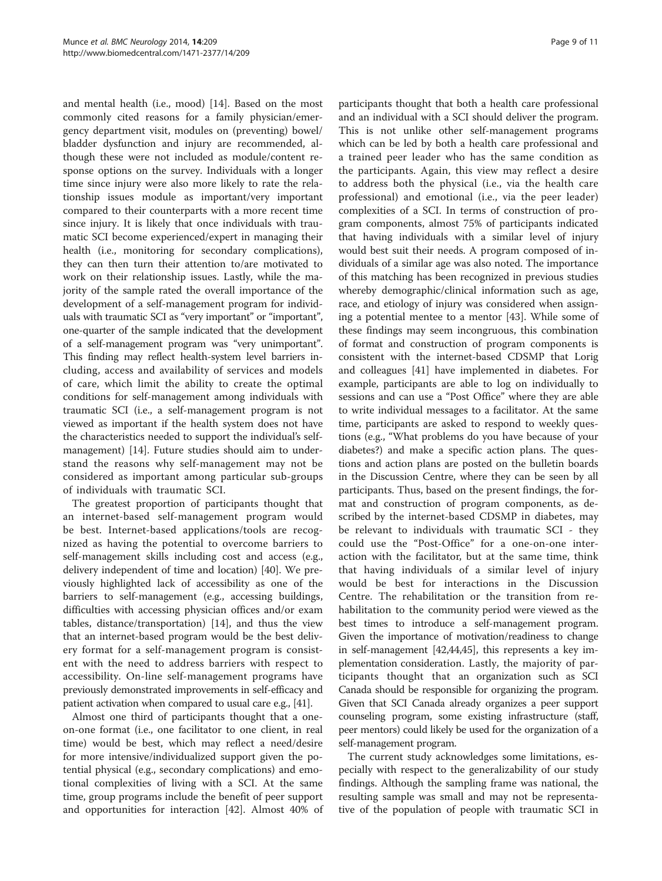and mental health (i.e., mood) [14]. Based on the most commonly cited reasons for a family physician/emergency department visit, modules on (preventing) bowel/bladder dysfunction and injury are recommended, although these were not included as module/content response options on the survey. Individuals with a longer time since injury were also more likely to rate the relationship issues module as important/very important compared to their counterparts with a more recent time since injury. It is likely that once individuals with traumatic SCI become experienced/expert in managing their health (i.e., monitoring for secondary complications), they can then turn their attention to/are motivated to work on their relationship issues. Lastly, while the majority of the sample rated the overall importance of the development of a self-management program for individuals with traumatic SCI as "very important" or "important", one-quarter of the sample indicated that the development of a self-management program was "very unimportant". This finding may reflect health-system level barriers including, access and availability of services and models of care, which limit the ability to create the optimal conditions for self-management among individuals with traumatic SCI (i.e., a self-management program is not viewed as important if the health system does not have the characteristics needed to support the individual's self-management) [14]. Future studies should aim to understand the reasons why self-management may not be considered as important among particular sub-groups of individuals with traumatic SCI.

The greatest proportion of participants thought that an internet-based self-management program would be best. Internet-based applications/tools are recognized as having the potential to overcome barriers to self-management skills including cost and access (e.g., delivery independent of time and location) [40]. We previously highlighted lack of accessibility as one of the barriers to self-management (e.g., accessing buildings, difficulties with accessing physician offices and/or exam tables, distance/transportation) [14], and thus the view that an internet-based program would be the best delivery format for a self-management program is consistent with the need to address barriers with respect to accessibility. On-line self-management programs have previously demonstrated improvements in self-efficacy and patient activation when compared to usual care e.g., [41].

Almost one third of participants thought that a one-on-one format (i.e., one facilitator to one client, in real time) would be best, which may reflect a need/desire for more intensive/individualized support given the potential physical (e.g., secondary complications) and emotional complexities of living with a SCI. At the same time, group programs include the benefit of peer support and opportunities for interaction [42]. Almost 40% of participants thought that both a health care professional and an individual with a SCI should deliver the program. This is not unlike other self-management programs which can be led by both a health care professional and a trained peer leader who has the same condition as the participants. Again, this view may reflect a desire to address both the physical (i.e., via the health care professional) and emotional (i.e., via the peer leader) complexities of a SCI. In terms of construction of program components, almost 75% of participants indicated that having individuals with a similar level of injury would best suit their needs. A program composed of individuals of a similar age was also noted. The importance of this matching has been recognized in previous studies whereby demographic/clinical information such as age, race, and etiology of injury was considered when assigning a potential mentee to a mentor [43]. While some of these findings may seem incongruous, this combination of format and construction of program components is consistent with the internet-based CDSMP that Lorig and colleagues [41] have implemented in diabetes. For example, participants are able to log on individually to sessions and can use a "Post Office" where they are able to write individual messages to a facilitator. At the same time, participants are asked to respond to weekly questions (e.g., "What problems do you have because of your diabetes?) and make a specific action plans. The questions and action plans are posted on the bulletin boards in the Discussion Centre, where they can be seen by all participants. Thus, based on the present findings, the format and construction of program components, as described by the internet-based CDSMP in diabetes, may be relevant to individuals with traumatic SCI - they could use the "Post-Office" for a one-on-one interaction with the facilitator, but at the same time, think that having individuals of a similar level of injury would be best for interactions in the Discussion Centre. The rehabilitation or the transition from rehabilitation to the community period were viewed as the best times to introduce a self-management program. Given the importance of motivation/readiness to change in self-management [42,44,45], this represents a key implementation consideration. Lastly, the majority of participants thought that an organization such as SCI Canada should be responsible for organizing the program. Given that SCI Canada already organizes a peer support counseling program, some existing infrastructure (staff, peer mentors) could likely be used for the organization of a self-management program.

The current study acknowledges some limitations, especially with respect to the generalizability of our study findings. Although the sampling frame was national, the resulting sample was small and may not be representative of the population of people with traumatic SCI in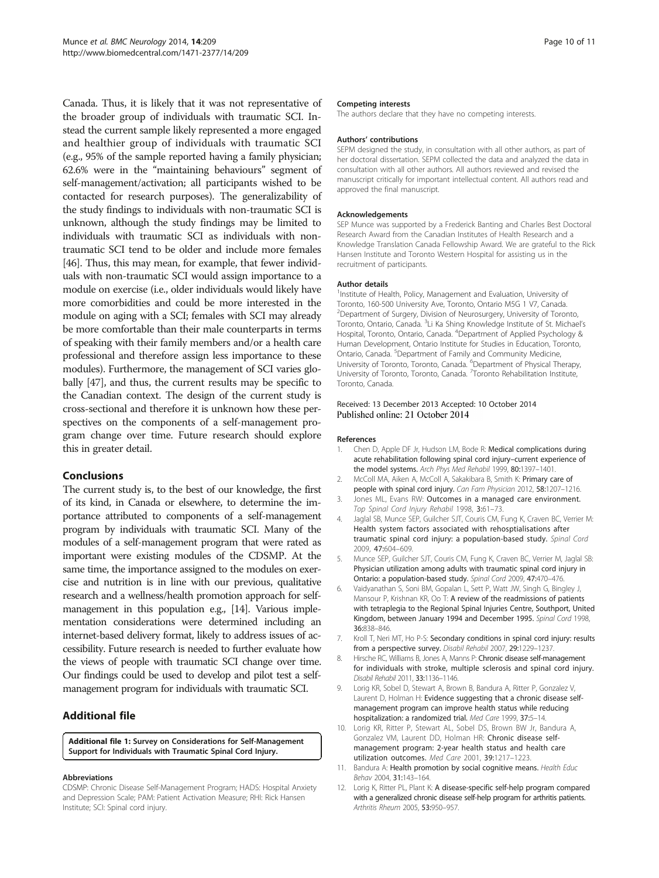Canada. Thus, it is likely that it was not representative of the broader group of individuals with traumatic SCI. Instead the current sample likely represented a more engaged and healthier group of individuals with traumatic SCI (e.g., 95% of the sample reported having a family physician; 62.6% were in the "maintaining behaviours" segment of self-management/activation; all participants wished to be contacted for research purposes). The generalizability of the study findings to individuals with non-traumatic SCI is unknown, although the study findings may be limited to individuals with traumatic SCI as individuals with non-traumatic SCI tend to be older and include more females [46]. Thus, this may mean, for example, that fewer individuals with non-traumatic SCI would assign importance to a module on exercise (i.e., older individuals would likely have more comorbidities and could be more interested in the module on aging with a SCI; females with SCI may already be more comfortable than their male counterparts in terms of speaking with their family members and/or a health care professional and therefore assign less importance to these modules). Furthermore, the management of SCI varies globally [47], and thus, the current results may be specific to the Canadian context. The design of the current study is cross-sectional and therefore it is unknown how these perspectives on the components of a self-management program change over time. Future research should explore this in greater detail.

## Conclusions

The current study is, to the best of our knowledge, the first of its kind, in Canada or elsewhere, to determine the importance attributed to components of a self-management program by individuals with traumatic SCI. Many of the modules of a self-management program that were rated as important were existing modules of the CDSMP. At the same time, the importance assigned to the modules on exercise and nutrition is in line with our previous, qualitative research and a wellness/health promotion approach for self-management in this population e.g., [14]. Various implementation considerations were determined including an internet-based delivery format, likely to address issues of accessibility. Future research is needed to further evaluate how the views of people with traumatic SCI change over time. Our findings could be used to develop and pilot test a self-management program for individuals with traumatic SCI.

## Additional file

**Additional file 1: Survey on Considerations for Self-Management Support for Individuals with Traumatic Spinal Cord Injury.**

#### Abbreviations

CDSMP: Chronic Disease Self-Management Program; HADS: Hospital Anxiety and Depression Scale; PAM: Patient Activation Measure; RHI: Rick Hansen Institute; SCI: Spinal cord injury.

#### Competing interests

The authors declare that they have no competing interests.

#### Authors' contributions

SEPM designed the study, in consultation with all other authors, as part of her doctoral dissertation. SEPM collected the data and analyzed the data in consultation with all other authors. All authors reviewed and revised the manuscript critically for important intellectual content. All authors read and approved the final manuscript.

#### Acknowledgements

SEP Munce was supported by a Frederick Banting and Charles Best Doctoral Research Award from the Canadian Institutes of Health Research and a Knowledge Translation Canada Fellowship Award. We are grateful to the Rick Hansen Institute and Toronto Western Hospital for assisting us in the recruitment of participants.

#### Author details

[1]Institute of Health, Policy, Management and Evaluation, University of Toronto, 160-500 University Ave, Toronto, Ontario M5G 1 V7, Canada. [2]Department of Surgery, Division of Neurosurgery, University of Toronto, Toronto, Ontario, Canada. [3]Li Ka Shing Knowledge Institute of St. Michael's Hospital, Toronto, Ontario, Canada. [4]Department of Applied Psychology & Human Development, Ontario Institute for Studies in Education, Toronto, Ontario, Canada. [5]Department of Family and Community Medicine, University of Toronto, Toronto, Canada. [6]Department of Physical Therapy, University of Toronto, Toronto, Canada. [7]Toronto Rehabilitation Institute, Toronto, Canada.

Received: 13 December 2013 Accepted: 10 October 2014
Published online: 21 October 2014

#### References

1. Chen D, Apple DF Jr, Hudson LM, Bode R: **Medical complications during acute rehabilitation following spinal cord injury–current experience of the model systems.** *Arch Phys Med Rehabil* 1999, **80:**1397–1401.
2. McColl MA, Aiken A, McColl A, Sakakibara B, Smith K: **Primary care of people with spinal cord injury.** *Can Fam Physician* 2012, **58:**1207–1216.
3. Jones ML, Evans RW: **Outcomes in a managed care environment.** *Top Spinal Cord Injury Rehabil* 1998, **3:**61–73.
4. Jaglal SB, Munce SEP, Guilcher SJT, Couris CM, Fung K, Craven BC, Verrier M: **Health system factors associated with rehosptialisations after traumatic spinal cord injury: a population-based study.** *Spinal Cord* 2009, **47:**604–609.
5. Munce SEP, Guilcher SJT, Couris CM, Fung K, Craven BC, Verrier M, Jaglal SB: **Physician utilization among adults with traumatic spinal cord injury in Ontario: a population-based study.** *Spinal Cord* 2009, **47:**470–476.
6. Vaidyanathan S, Soni BM, Gopalan L, Sett P, Watt JW, Singh G, Bingley J, Mansour P, Krishnan KR, Oo T: **A review of the readmissions of patients with tetraplegia to the Regional Spinal Injuries Centre, Southport, United Kingdom, between January 1994 and December 1995.** *Spinal Cord* 1998, **36:**838–846.
7. Kroll T, Neri MT, Ho P-S: **Secondary conditions in spinal cord injury: results from a perspective survey.** *Disabil Rehabil* 2007, **29:**1229–1237.
8. Hirsche RC, Williams B, Jones A, Manns P: **Chronic disease self-management for individuals with stroke, multiple sclerosis and spinal cord injury.** *Disabil Rehabil* 2011, **33:**1136–1146.
9. Lorig KR, Sobel D, Stewart A, Brown B, Bandura A, Ritter P, Gonzalez V, Laurent D, Holman H: **Evidence suggesting that a chronic disease self-management program can improve health status while reducing hospitalization: a randomized trial.** *Med Care* 1999, **37:**5–14.
10. Lorig KR, Ritter P, Stewart AL, Sobel DS, Brown BW Jr, Bandura A, Gonzalez VM, Laurent DD, Holman HR: **Chronic disease self-management program: 2-year health status and health care utilization outcomes.** *Med Care* 2001, **39:**1217–1223.
11. Bandura A: **Health promotion by social cognitive means.** *Health Educ Behav* 2004, **31:**143–164.
12. Lorig K, Ritter PL, Plant K: **A disease-specific self-help program compared with a generalized chronic disease self-help program for arthritis patients.** *Arthritis Rheum* 2005, **53:**950–957.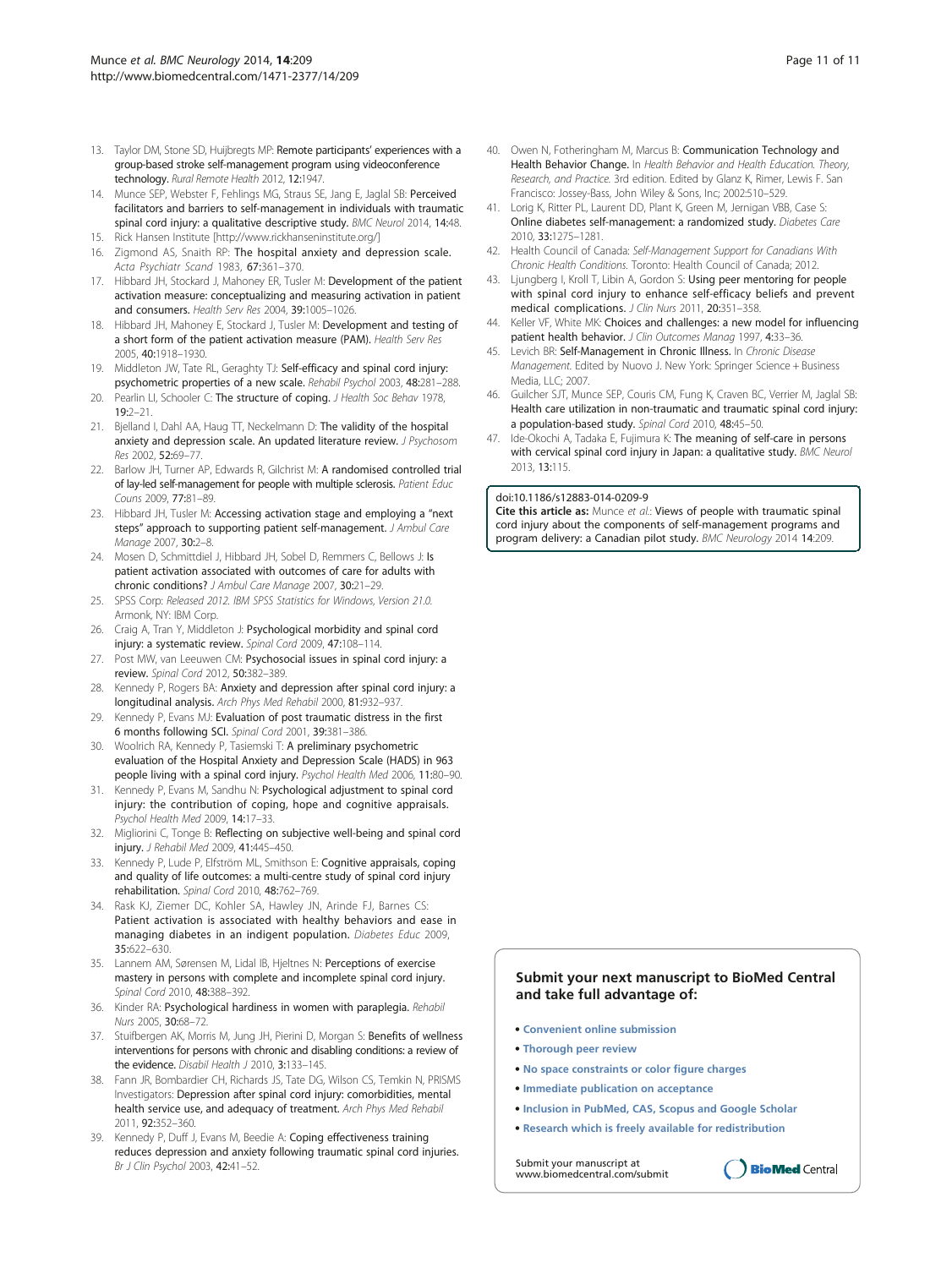13. Taylor DM, Stone SD, Huijbregts MP: **Remote participants' experiences with a group-based stroke self-management program using videoconference technology.** *Rural Remote Health* 2012, **12:**1947.
14. Munce SEP, Webster F, Fehlings MG, Straus SE, Jang E, Jaglal SB: **Perceived facilitators and barriers to self-management in individuals with traumatic spinal cord injury: a qualitative descriptive study.** *BMC Neurol* 2014, **14:**48.
15. Rick Hansen Institute [http://www.rickhanseninstitute.org/]
16. Zigmond AS, Snaith RP: **The hospital anxiety and depression scale.** *Acta Psychiatr Scand* 1983, **67:**361–370.
17. Hibbard JH, Stockard J, Mahoney ER, Tusler M: **Development of the patient activation measure: conceptualizing and measuring activation in patient and consumers.** *Health Serv Res* 2004, **39:**1005–1026.
18. Hibbard JH, Mahoney E, Stockard J, Tusler M: **Development and testing of a short form of the patient activation measure (PAM).** *Health Serv Res* 2005, **40:**1918–1930.
19. Middleton JW, Tate RL, Geraghty TJ: **Self-efficacy and spinal cord injury: psychometric properties of a new scale.** *Rehabil Psychol* 2003, **48:**281–288.
20. Pearlin LI, Schooler C: **The structure of coping.** *J Health Soc Behav* 1978, **19:**2–21.
21. Bjelland I, Dahl AA, Haug TT, Neckelmann D: **The validity of the hospital anxiety and depression scale. An updated literature review.** *J Psychosom Res* 2002, **52:**69–77.
22. Barlow JH, Turner AP, Edwards R, Gilchrist M: **A randomised controlled trial of lay-led self-management for people with multiple sclerosis.** *Patient Educ Couns* 2009, **77:**81–89.
23. Hibbard JH, Tusler M: **Accessing activation stage and employing a "next steps" approach to supporting patient self-management.** *J Ambul Care Manage* 2007, **30:**2–8.
24. Mosen D, Schmittdiel J, Hibbard JH, Sobel D, Remmers C, Bellows J: **Is patient activation associated with outcomes of care for adults with chronic conditions?** *J Ambul Care Manage* 2007, **30:**21–29.
25. SPSS Corp: *Released 2012. IBM SPSS Statistics for Windows, Version 21.0.* Armonk, NY: IBM Corp.
26. Craig A, Tran Y, Middleton J: **Psychological morbidity and spinal cord injury: a systematic review.** *Spinal Cord* 2009, **47:**108–114.
27. Post MW, van Leeuwen CM: **Psychosocial issues in spinal cord injury: a review.** *Spinal Cord* 2012, **50:**382–389.
28. Kennedy P, Rogers BA: **Anxiety and depression after spinal cord injury: a longitudinal analysis.** *Arch Phys Med Rehabil* 2000, **81:**932–937.
29. Kennedy P, Evans MJ: **Evaluation of post traumatic distress in the first 6 months following SCI.** *Spinal Cord* 2001, **39:**381–386.
30. Woolrich RA, Kennedy P, Tasiemski T: **A preliminary psychometric evaluation of the Hospital Anxiety and Depression Scale (HADS) in 963 people living with a spinal cord injury.** *Psychol Health Med* 2006, **11:**80–90.
31. Kennedy P, Evans M, Sandhu N: **Psychological adjustment to spinal cord injury: the contribution of coping, hope and cognitive appraisals.** *Psychol Health Med* 2009, **14:**17–33.
32. Migliorini C, Tonge B: **Reflecting on subjective well-being and spinal cord injury.** *J Rehabil Med* 2009, **41:**445–450.
33. Kennedy P, Lude P, Elfström ML, Smithson E: **Cognitive appraisals, coping and quality of life outcomes: a multi-centre study of spinal cord injury rehabilitation.** *Spinal Cord* 2010, **48:**762–769.
34. Rask KJ, Ziemer DC, Kohler SA, Hawley JN, Arinde FJ, Barnes CS: **Patient activation is associated with healthy behaviors and ease in managing diabetes in an indigent population.** *Diabetes Educ* 2009, **35:**622–630.
35. Lannem AM, Sørensen M, Lidal IB, Hjeltnes N: **Perceptions of exercise mastery in persons with complete and incomplete spinal cord injury.** *Spinal Cord* 2010, **48:**388–392.
36. Kinder RA: **Psychological hardiness in women with paraplegia.** *Rehabil Nurs* 2005, **30:**68–72.
37. Stuifbergen AK, Morris M, Jung JH, Pierini D, Morgan S: **Benefits of wellness interventions for persons with chronic and disabling conditions: a review of the evidence.** *Disabil Health J* 2010, **3:**133–145.
38. Fann JR, Bombardier CH, Richards JS, Tate DG, Wilson CS, Temkin N, PRISMS Investigators: **Depression after spinal cord injury: comorbidities, mental health service use, and adequacy of treatment.** *Arch Phys Med Rehabil* 2011, **92:**352–360.
39. Kennedy P, Duff J, Evans M, Beedie A: **Coping effectiveness training reduces depression and anxiety following traumatic spinal cord injuries.** *Br J Clin Psychol* 2003, **42:**41–52.
40. Owen N, Fotheringham M, Marcus B: **Communication Technology and Health Behavior Change.** In *Health Behavior and Health Education. Theory, Research, and Practice.* 3rd edition. Edited by Glanz K, Rimer, Lewis F. San Francisco: Jossey-Bass, John Wiley & Sons, Inc; 2002:510–529.
41. Lorig K, Ritter PL, Laurent DD, Plant K, Green M, Jernigan VBB, Case S: **Online diabetes self-management: a randomized study.** *Diabetes Care* 2010, **33:**1275–1281.
42. Health Council of Canada: *Self-Management Support for Canadians With Chronic Health Conditions.* Toronto: Health Council of Canada; 2012.
43. Ljungberg I, Kroll T, Libin A, Gordon S: **Using peer mentoring for people with spinal cord injury to enhance self-efficacy beliefs and prevent medical complications.** *J Clin Nurs* 2011, **20:**351–358.
44. Keller VF, White MK: **Choices and challenges: a new model for influencing patient health behavior.** *J Clin Outcomes Manag* 1997, **4:**33–36.
45. Levich BR: **Self-Management in Chronic Illness.** In *Chronic Disease Management.* Edited by Nuovo J. New York: Springer Science + Business Media, LLC; 2007.
46. Guilcher SJT, Munce SEP, Couris CM, Fung K, Craven BC, Verrier M, Jaglal SB: **Health care utilization in non-traumatic and traumatic spinal cord injury: a population-based study.** *Spinal Cord* 2010, **48:**45–50.
47. Ide-Okochi A, Tadaka E, Fujimura K: **The meaning of self-care in persons with cervical spinal cord injury in Japan: a qualitative study.** *BMC Neurol* 2013, **13:**115.

doi:10.1186/s12883-014-0209-9

**Cite this article as:** Munce *et al.*: Views of people with traumatic spinal cord injury about the components of self-management programs and program delivery: a Canadian pilot study. *BMC Neurology* 2014 **14**:209.

**Submit your next manuscript to BioMed Central and take full advantage of:**

- **Convenient online submission**
- **Thorough peer review**
- **No space constraints or color figure charges**
- **Immediate publication on acceptance**
- **Inclusion in PubMed, CAS, Scopus and Google Scholar**
- **Research which is freely available for redistribution**

Submit your manuscript at
www.biomedcentral.com/submit

BioMed Central